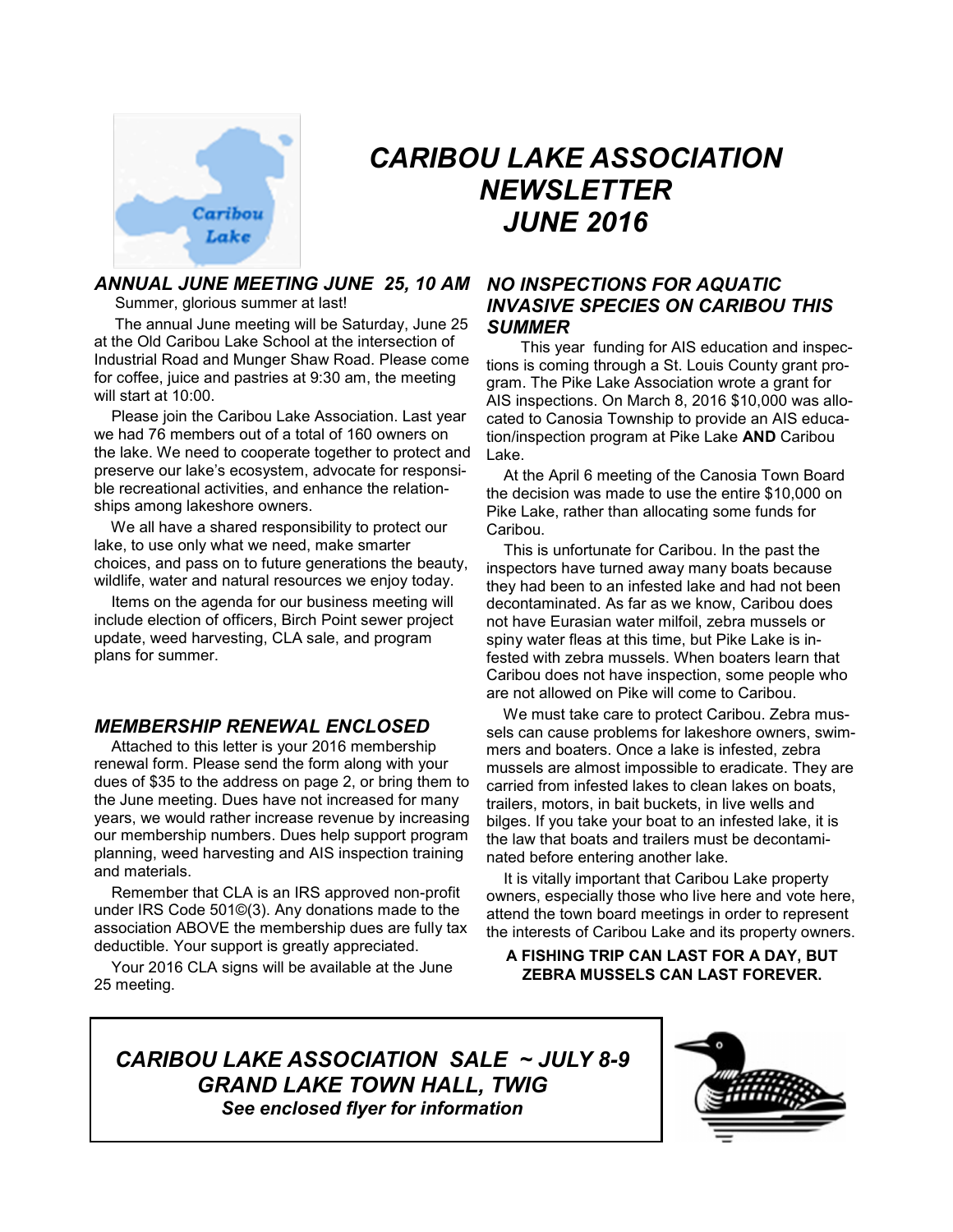# *CARIBOU LAKE ASSOCIATION NEWSLETTER JUNE 2016*

## *ANNUAL JUNE MEETING JUNE 25, 10 AM*

Summer, glorious summer at last!

The annual June meeting will be Saturday, June 25 at the Old Caribou Lake School at the intersection of Industrial Road and Munger Shaw Road. Please come for coffee, juice and pastries at 9:30 am, the meeting will start at 10:00.

Please join the Caribou Lake Association. Last year we had 76 members out of a total of 160 owners on the lake. We need to cooperate together to protect and preserve our lake's ecosystem, advocate for responsible recreational activities, and enhance the relationships among lakeshore owners.

We all have a shared responsibility to protect our lake, to use only what we need, make smarter choices, and pass on to future generations the beauty, wildlife, water and natural resources we enjoy today.

Items on the agenda for our business meeting will include election of officers, Birch Point sewer project update, weed harvesting, CLA sale, and program plans for summer.

## *MEMBERSHIP RENEWAL ENCLOSED*

Attached to this letter is your 2016 membership renewal form. Please send the form along with your dues of $35 to the address on page 2, or bring them to the June meeting. Dues have not increased for many years, we would rather increase revenue by increasing our membership numbers. Dues help support program planning, weed harvesting and AIS inspection training and materials.

Remember that CLA is an IRS approved non-profit under IRS Code 501©(3). Any donations made to the association ABOVE the membership dues are fully tax deductible. Your support is greatly appreciated.

Your 2016 CLA signs will be available at the June 25 meeting.

## *NO INSPECTIONS FOR AQUATIC INVASIVE SPECIES ON CARIBOU THIS SUMMER*

This year funding for AIS education and inspections is coming through a St. Louis County grant program. The Pike Lake Association wrote a grant for AIS inspections. On March 8, 2016 $10,000 was allocated to Canosia Township to provide an AIS education/inspection program at Pike Lake **AND** Caribou Lake.

At the April 6 meeting of the Canosia Town Board the decision was made to use the entire $10,000 on Pike Lake, rather than allocating some funds for Caribou.

This is unfortunate for Caribou. In the past the inspectors have turned away many boats because they had been to an infested lake and had not been decontaminated. As far as we know, Caribou does not have Eurasian water milfoil, zebra mussels or spiny water fleas at this time, but Pike Lake is infested with zebra mussels. When boaters learn that Caribou does not have inspection, some people who are not allowed on Pike will come to Caribou.

We must take care to protect Caribou. Zebra mussels can cause problems for lakeshore owners, swimmers and boaters. Once a lake is infested, zebra mussels are almost impossible to eradicate. They are carried from infested lakes to clean lakes on boats, trailers, motors, in bait buckets, in live wells and bilges. If you take your boat to an infested lake, it is the law that boats and trailers must be decontaminated before entering another lake.

It is vitally important that Caribou Lake property owners, especially those who live here and vote here, attend the town board meetings in order to represent the interests of Caribou Lake and its property owners.

**A FISHING TRIP CAN LAST FOR A DAY, BUT ZEBRA MUSSELS CAN LAST FOREVER.**

## *CARIBOU LAKE ASSOCIATION SALE ~ JULY 8-9*
## *GRAND LAKE TOWN HALL, TWIG*

***See enclosed flyer for information***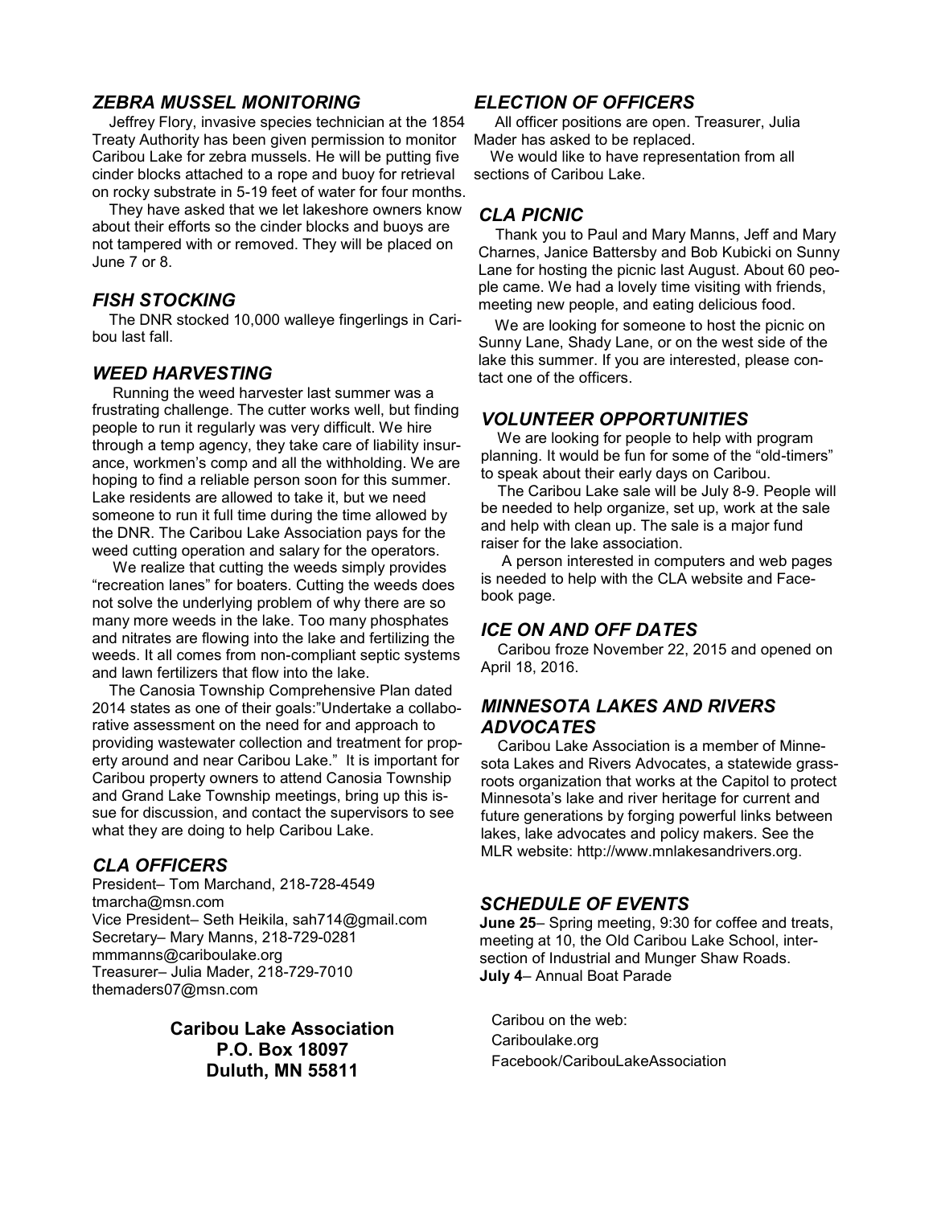## *ZEBRA MUSSEL MONITORING*

Jeffrey Flory, invasive species technician at the 1854 Treaty Authority has been given permission to monitor Caribou Lake for zebra mussels. He will be putting five cinder blocks attached to a rope and buoy for retrieval on rocky substrate in 5-19 feet of water for four months.

They have asked that we let lakeshore owners know about their efforts so the cinder blocks and buoys are not tampered with or removed. They will be placed on June 7 or 8.

## *FISH STOCKING*

The DNR stocked 10,000 walleye fingerlings in Caribou last fall.

## *WEED HARVESTING*

Running the weed harvester last summer was a frustrating challenge. The cutter works well, but finding people to run it regularly was very difficult. We hire through a temp agency, they take care of liability insurance, workmen's comp and all the withholding. We are hoping to find a reliable person soon for this summer. Lake residents are allowed to take it, but we need someone to run it full time during the time allowed by the DNR. The Caribou Lake Association pays for the weed cutting operation and salary for the operators.

We realize that cutting the weeds simply provides "recreation lanes" for boaters. Cutting the weeds does not solve the underlying problem of why there are so many more weeds in the lake. Too many phosphates and nitrates are flowing into the lake and fertilizing the weeds. It all comes from non-compliant septic systems and lawn fertilizers that flow into the lake.

The Canosia Township Comprehensive Plan dated 2014 states as one of their goals:"Undertake a collaborative assessment on the need for and approach to providing wastewater collection and treatment for property around and near Caribou Lake." It is important for Caribou property owners to attend Canosia Township and Grand Lake Township meetings, bring up this issue for discussion, and contact the supervisors to see what they are doing to help Caribou Lake.

## *CLA OFFICERS*

President– Tom Marchand, 218-728-4549
tmarcha@msn.com
Vice President– Seth Heikila, sah714@gmail.com
Secretary– Mary Manns, 218-729-0281
mmmanns@cariboulake.org
Treasurer– Julia Mader, 218-729-7010
themaders07@msn.com

**Caribou Lake Association**
**P.O. Box 18097**
**Duluth, MN 55811**

## *ELECTION OF OFFICERS*

All officer positions are open. Treasurer, Julia Mader has asked to be replaced.

We would like to have representation from all sections of Caribou Lake.

## *CLA PICNIC*

Thank you to Paul and Mary Manns, Jeff and Mary Charnes, Janice Battersby and Bob Kubicki on Sunny Lane for hosting the picnic last August. About 60 people came. We had a lovely time visiting with friends, meeting new people, and eating delicious food.

We are looking for someone to host the picnic on Sunny Lane, Shady Lane, or on the west side of the lake this summer. If you are interested, please contact one of the officers.

## *VOLUNTEER OPPORTUNITIES*

We are looking for people to help with program planning. It would be fun for some of the "old-timers" to speak about their early days on Caribou.

The Caribou Lake sale will be July 8-9. People will be needed to help organize, set up, work at the sale and help with clean up. The sale is a major fund raiser for the lake association.

A person interested in computers and web pages is needed to help with the CLA website and Facebook page.

## *ICE ON AND OFF DATES*

Caribou froze November 22, 2015 and opened on April 18, 2016.

## *MINNESOTA LAKES AND RIVERS ADVOCATES*

Caribou Lake Association is a member of Minnesota Lakes and Rivers Advocates, a statewide grassroots organization that works at the Capitol to protect Minnesota's lake and river heritage for current and future generations by forging powerful links between lakes, lake advocates and policy makers. See the MLR website: http://www.mnlakesandrivers.org.

## *SCHEDULE OF EVENTS*

**June 25**– Spring meeting, 9:30 for coffee and treats, meeting at 10, the Old Caribou Lake School, intersection of Industrial and Munger Shaw Roads.
**July 4**– Annual Boat Parade

Caribou on the web:
Cariboulake.org
Facebook/CaribouLakeAssociation